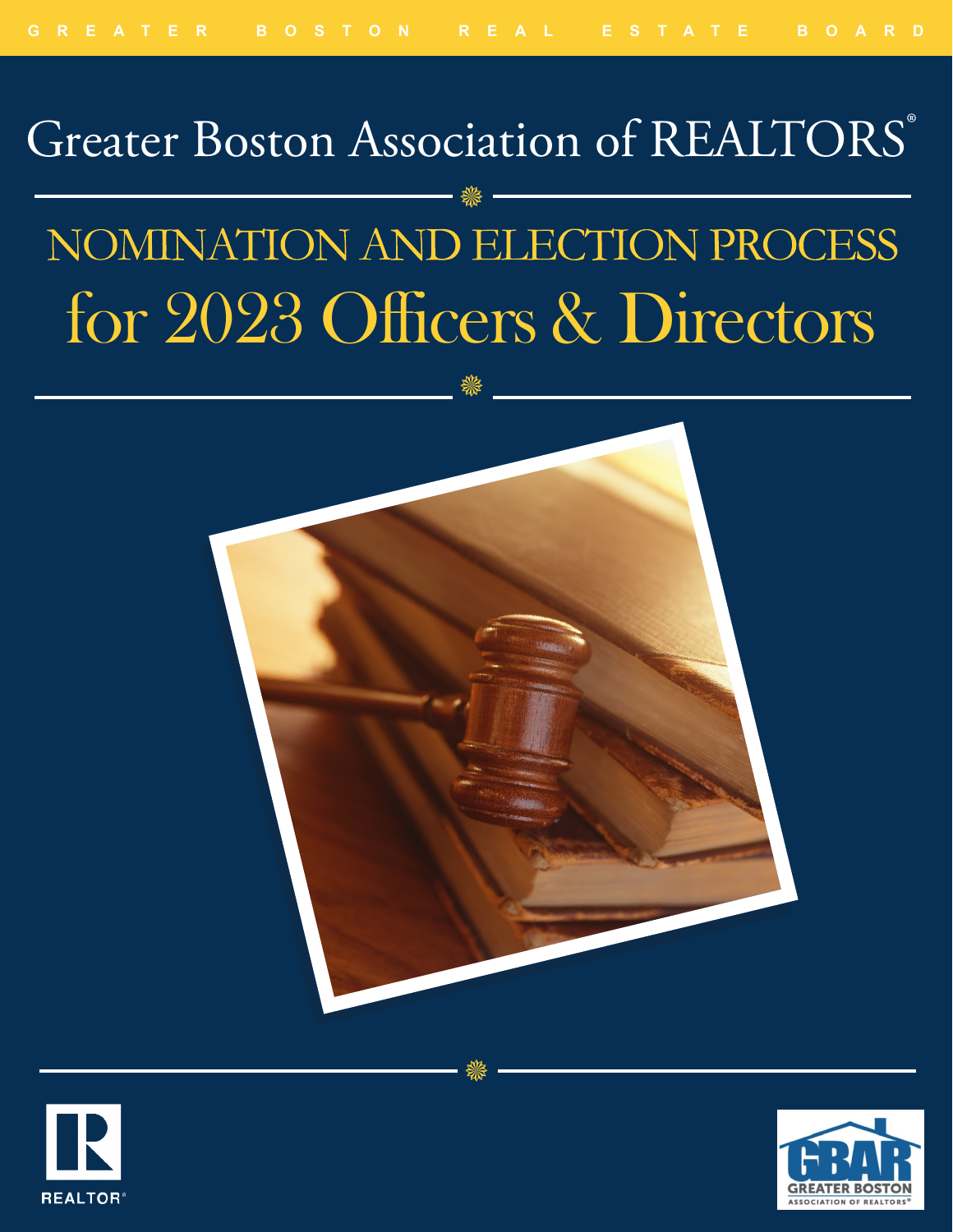GREATER BOSTON REAL ESTATE BOARD

# Greater Boston Association of REALTORS®

## NOMINATION AND ELECTION PROCESS
## for 2023 Officers & Directors

REALTOR®

GBAR
GREATER BOSTON ASSOCIATION OF REALTORS®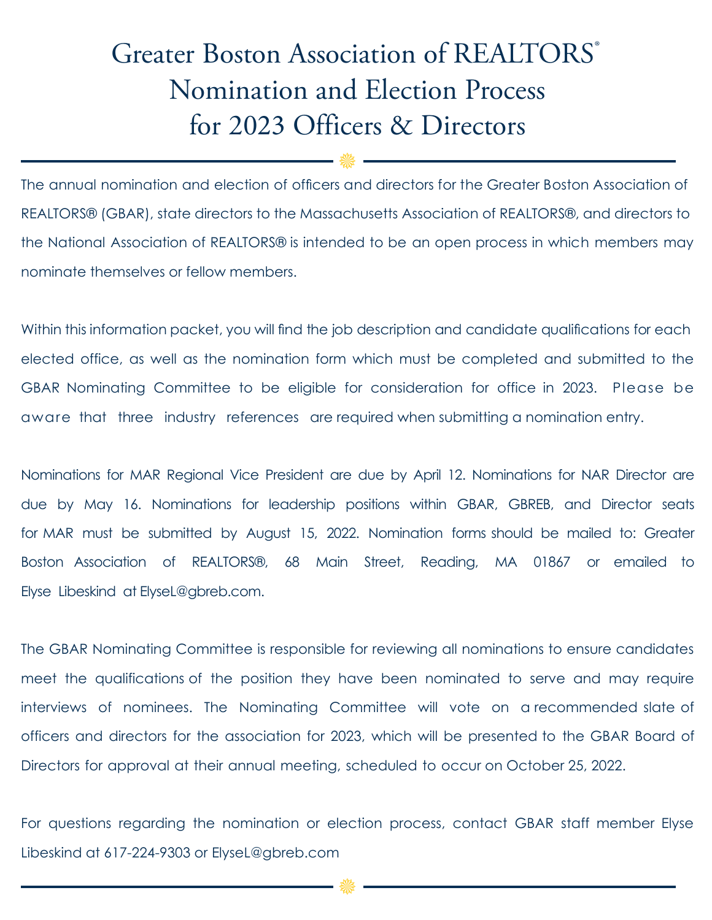# Greater Boston Association of REALTORS®
# Nomination and Election Process for 2023 Officers & Directors

The annual nomination and election of officers and directors for the Greater Boston Association of REALTORS® (GBAR), state directors to the Massachusetts Association of REALTORS®, and directors to the National Association of REALTORS® is intended to be an open process in which members may nominate themselves or fellow members.

Within this information packet, you will find the job description and candidate qualifications for each elected office, as well as the nomination form which must be completed and submitted to the GBAR Nominating Committee to be eligible for consideration for office in 2023. Please be aware that three industry references are required when submitting a nomination entry.

Nominations for MAR Regional Vice President are due by April 12. Nominations for NAR Director are due by May 16. Nominations for leadership positions within GBAR, GBREB, and Director seats for MAR must be submitted by August 15, 2022. Nomination forms should be mailed to: Greater Boston Association of REALTORS®, 68 Main Street, Reading, MA 01867 or emailed to Elyse Libeskind at ElyseL@gbreb.com.

The GBAR Nominating Committee is responsible for reviewing all nominations to ensure candidates meet the qualifications of the position they have been nominated to serve and may require interviews of nominees. The Nominating Committee will vote on a recommended slate of officers and directors for the association for 2023, which will be presented to the GBAR Board of Directors for approval at their annual meeting, scheduled to occur on October 25, 2022.

For questions regarding the nomination or election process, contact GBAR staff member Elyse Libeskind at 617-224-9303 or ElyseL@gbreb.com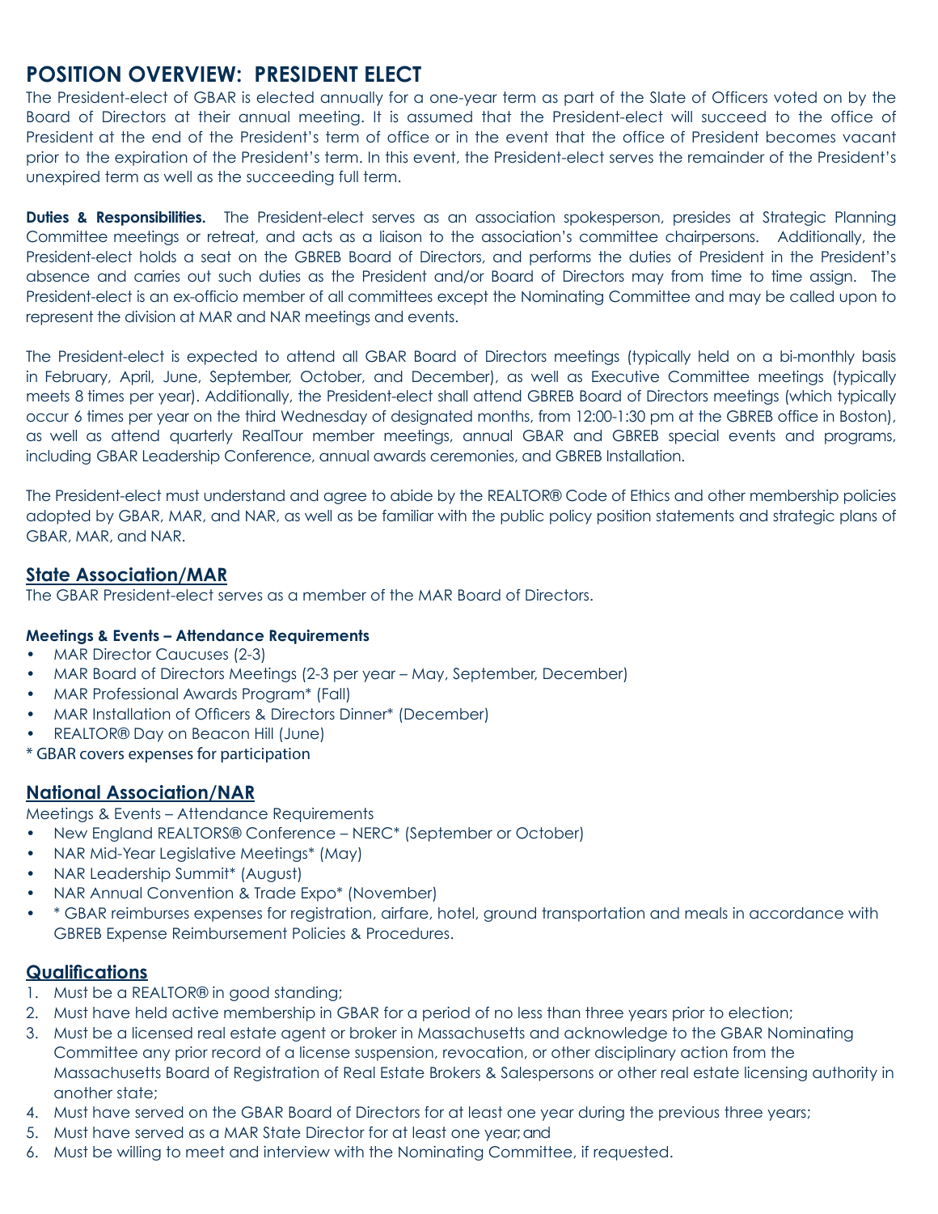## POSITION OVERVIEW: PRESIDENT ELECT

The President-elect of GBAR is elected annually for a one-year term as part of the Slate of Officers voted on by the Board of Directors at their annual meeting. It is assumed that the President-elect will succeed to the office of President at the end of the President's term of office or in the event that the office of President becomes vacant prior to the expiration of the President's term. In this event, the President-elect serves the remainder of the President's unexpired term as well as the succeeding full term.

**Duties & Responsibilities.** The President-elect serves as an association spokesperson, presides at Strategic Planning Committee meetings or retreat, and acts as a liaison to the association's committee chairpersons. Additionally, the President-elect holds a seat on the GBREB Board of Directors, and performs the duties of President in the President's absence and carries out such duties as the President and/or Board of Directors may from time to time assign. The President-elect is an ex-officio member of all committees except the Nominating Committee and may be called upon to represent the division at MAR and NAR meetings and events.

The President-elect is expected to attend all GBAR Board of Directors meetings (typically held on a bi-monthly basis in February, April, June, September, October, and December), as well as Executive Committee meetings (typically meets 8 times per year). Additionally, the President-elect shall attend GBREB Board of Directors meetings (which typically occur 6 times per year on the third Wednesday of designated months, from 12:00-1:30 pm at the GBREB office in Boston), as well as attend quarterly RealTour member meetings, annual GBAR and GBREB special events and programs, including GBAR Leadership Conference, annual awards ceremonies, and GBREB Installation.

The President-elect must understand and agree to abide by the REALTOR® Code of Ethics and other membership policies adopted by GBAR, MAR, and NAR, as well as be familiar with the public policy position statements and strategic plans of GBAR, MAR, and NAR.

### State Association/MAR

The GBAR President-elect serves as a member of the MAR Board of Directors.

**Meetings & Events – Attendance Requirements**

- MAR Director Caucuses (2-3)
- MAR Board of Directors Meetings (2-3 per year – May, September, December)
- MAR Professional Awards Program* (Fall)
- MAR Installation of Officers & Directors Dinner* (December)
- REALTOR® Day on Beacon Hill (June)

\* GBAR covers expenses for participation

### National Association/NAR

Meetings & Events – Attendance Requirements

- New England REALTORS® Conference – NERC* (September or October)
- NAR Mid-Year Legislative Meetings* (May)
- NAR Leadership Summit* (August)
- NAR Annual Convention & Trade Expo* (November)
- \* GBAR reimburses expenses for registration, airfare, hotel, ground transportation and meals in accordance with GBREB Expense Reimbursement Policies & Procedures.

### Qualifications

1. Must be a REALTOR® in good standing;
2. Must have held active membership in GBAR for a period of no less than three years prior to election;
3. Must be a licensed real estate agent or broker in Massachusetts and acknowledge to the GBAR Nominating Committee any prior record of a license suspension, revocation, or other disciplinary action from the Massachusetts Board of Registration of Real Estate Brokers & Salespersons or other real estate licensing authority in another state;
4. Must have served on the GBAR Board of Directors for at least one year during the previous three years;
5. Must have served as a MAR State Director for at least one year; and
6. Must be willing to meet and interview with the Nominating Committee, if requested.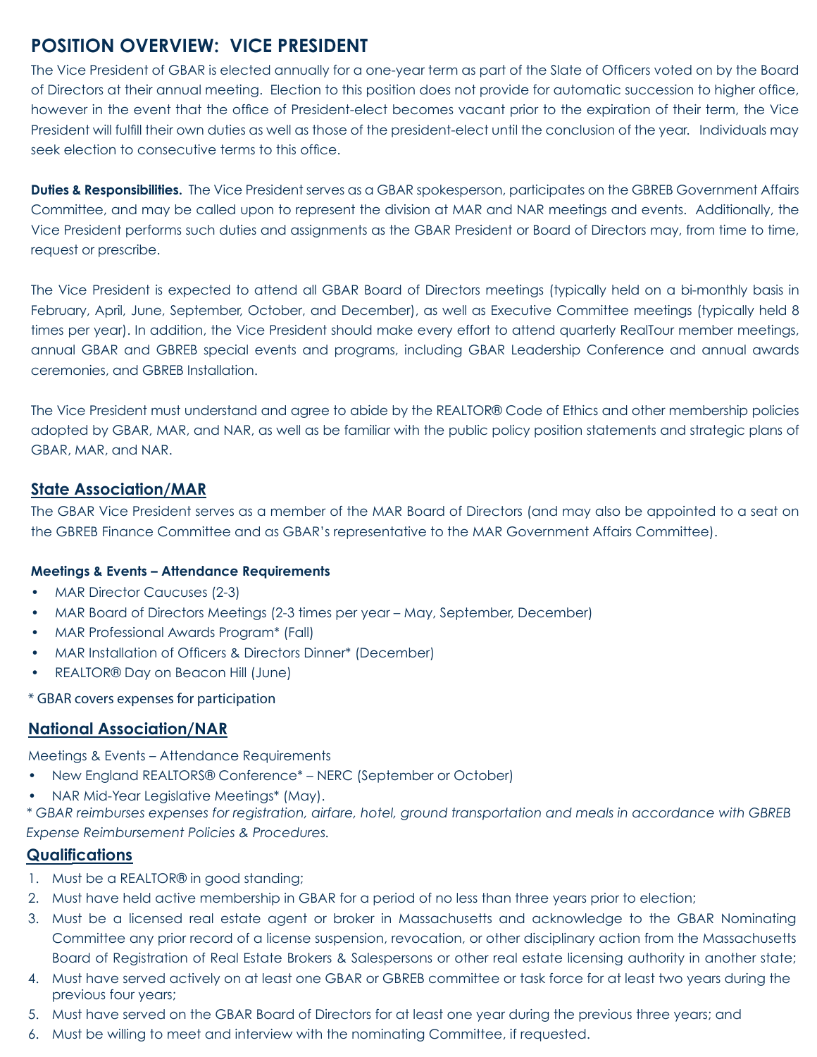# POSITION OVERVIEW: VICE PRESIDENT

The Vice President of GBAR is elected annually for a one-year term as part of the Slate of Officers voted on by the Board of Directors at their annual meeting. Election to this position does not provide for automatic succession to higher office, however in the event that the office of President-elect becomes vacant prior to the expiration of their term, the Vice President will fulfill their own duties as well as those of the president-elect until the conclusion of the year. Individuals may seek election to consecutive terms to this office.

**Duties & Responsibilities.** The Vice President serves as a GBAR spokesperson, participates on the GBREB Government Affairs Committee, and may be called upon to represent the division at MAR and NAR meetings and events. Additionally, the Vice President performs such duties and assignments as the GBAR President or Board of Directors may, from time to time, request or prescribe.

The Vice President is expected to attend all GBAR Board of Directors meetings (typically held on a bi-monthly basis in February, April, June, September, October, and December), as well as Executive Committee meetings (typically held 8 times per year). In addition, the Vice President should make every effort to attend quarterly RealTour member meetings, annual GBAR and GBREB special events and programs, including GBAR Leadership Conference and annual awards ceremonies, and GBREB Installation.

The Vice President must understand and agree to abide by the REALTOR® Code of Ethics and other membership policies adopted by GBAR, MAR, and NAR, as well as be familiar with the public policy position statements and strategic plans of GBAR, MAR, and NAR.

## State Association/MAR

The GBAR Vice President serves as a member of the MAR Board of Directors (and may also be appointed to a seat on the GBREB Finance Committee and as GBAR's representative to the MAR Government Affairs Committee).

**Meetings & Events – Attendance Requirements**

- MAR Director Caucuses (2-3)
- MAR Board of Directors Meetings (2-3 times per year – May, September, December)
- MAR Professional Awards Program* (Fall)
- MAR Installation of Officers & Directors Dinner* (December)
- REALTOR® Day on Beacon Hill (June)

\* GBAR covers expenses for participation

## National Association/NAR

Meetings & Events – Attendance Requirements

- New England REALTORS® Conference* – NERC (September or October)
- NAR Mid-Year Legislative Meetings* (May).

*\* GBAR reimburses expenses for registration, airfare, hotel, ground transportation and meals in accordance with GBREB Expense Reimbursement Policies & Procedures.*

## Qualifications

1. Must be a REALTOR® in good standing;
2. Must have held active membership in GBAR for a period of no less than three years prior to election;
3. Must be a licensed real estate agent or broker in Massachusetts and acknowledge to the GBAR Nominating Committee any prior record of a license suspension, revocation, or other disciplinary action from the Massachusetts Board of Registration of Real Estate Brokers & Salespersons or other real estate licensing authority in another state;
4. Must have served actively on at least one GBAR or GBREB committee or task force for at least two years during the previous four years;
5. Must have served on the GBAR Board of Directors for at least one year during the previous three years; and
6. Must be willing to meet and interview with the nominating Committee, if requested.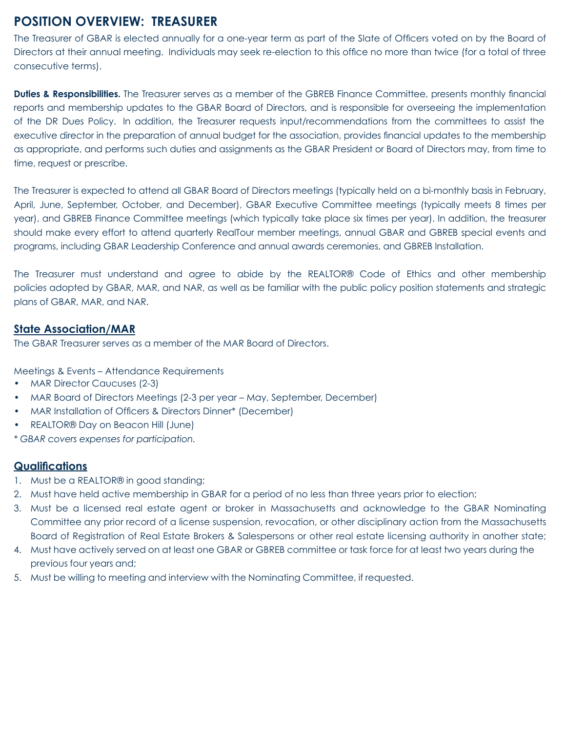# POSITION OVERVIEW: TREASURER

The Treasurer of GBAR is elected annually for a one-year term as part of the Slate of Officers voted on by the Board of Directors at their annual meeting. Individuals may seek re-election to this office no more than twice (for a total of three consecutive terms).

**Duties & Responsibilities.** The Treasurer serves as a member of the GBREB Finance Committee, presents monthly financial reports and membership updates to the GBAR Board of Directors, and is responsible for overseeing the implementation of the DR Dues Policy. In addition, the Treasurer requests input/recommendations from the committees to assist the executive director in the preparation of annual budget for the association, provides financial updates to the membership as appropriate, and performs such duties and assignments as the GBAR President or Board of Directors may, from time to time, request or prescribe.

The Treasurer is expected to attend all GBAR Board of Directors meetings (typically held on a bi-monthly basis in February, April, June, September, October, and December), GBAR Executive Committee meetings (typically meets 8 times per year), and GBREB Finance Committee meetings (which typically take place six times per year). In addition, the treasurer should make every effort to attend quarterly RealTour member meetings, annual GBAR and GBREB special events and programs, including GBAR Leadership Conference and annual awards ceremonies, and GBREB Installation.

The Treasurer must understand and agree to abide by the REALTOR® Code of Ethics and other membership policies adopted by GBAR, MAR, and NAR, as well as be familiar with the public policy position statements and strategic plans of GBAR, MAR, and NAR.

## State Association/MAR

The GBAR Treasurer serves as a member of the MAR Board of Directors.

Meetings & Events – Attendance Requirements

- MAR Director Caucuses (2-3)
- MAR Board of Directors Meetings (2-3 per year – May, September, December)
- MAR Installation of Officers & Directors Dinner* (December)
- REALTOR® Day on Beacon Hill (June)

*\* GBAR covers expenses for participation.*

## Qualifications

1. Must be a REALTOR® in good standing;
2. Must have held active membership in GBAR for a period of no less than three years prior to election;
3. Must be a licensed real estate agent or broker in Massachusetts and acknowledge to the GBAR Nominating Committee any prior record of a license suspension, revocation, or other disciplinary action from the Massachusetts Board of Registration of Real Estate Brokers & Salespersons or other real estate licensing authority in another state;
4. Must have actively served on at least one GBAR or GBREB committee or task force for at least two years during the previous four years and;
5. Must be willing to meeting and interview with the Nominating Committee, if requested.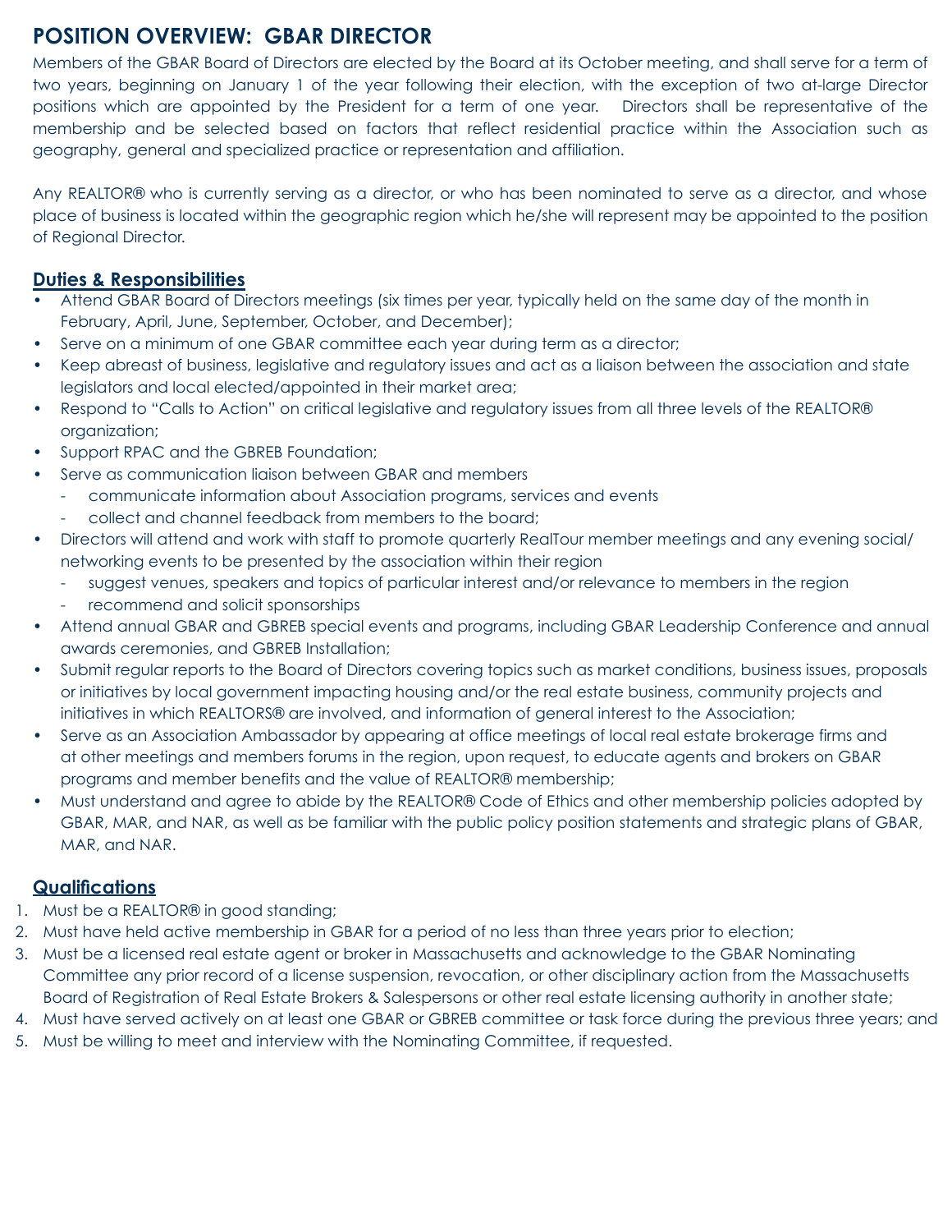# POSITION OVERVIEW: GBAR DIRECTOR

Members of the GBAR Board of Directors are elected by the Board at its October meeting, and shall serve for a term of two years, beginning on January 1 of the year following their election, with the exception of two at-large Director positions which are appointed by the President for a term of one year. Directors shall be representative of the membership and be selected based on factors that reflect residential practice within the Association such as geography, general and specialized practice or representation and affiliation.

Any REALTOR® who is currently serving as a director, or who has been nominated to serve as a director, and whose place of business is located within the geographic region which he/she will represent may be appointed to the position of Regional Director.

## Duties & Responsibilities

- Attend GBAR Board of Directors meetings (six times per year, typically held on the same day of the month in February, April, June, September, October, and December);
- Serve on a minimum of one GBAR committee each year during term as a director;
- Keep abreast of business, legislative and regulatory issues and act as a liaison between the association and state legislators and local elected/appointed in their market area;
- Respond to "Calls to Action" on critical legislative and regulatory issues from all three levels of the REALTOR® organization;
- Support RPAC and the GBREB Foundation;
- Serve as communication liaison between GBAR and members
  - communicate information about Association programs, services and events
  - collect and channel feedback from members to the board;
- Directors will attend and work with staff to promote quarterly RealTour member meetings and any evening social/networking events to be presented by the association within their region
  - suggest venues, speakers and topics of particular interest and/or relevance to members in the region
  - recommend and solicit sponsorships
- Attend annual GBAR and GBREB special events and programs, including GBAR Leadership Conference and annual awards ceremonies, and GBREB Installation;
- Submit regular reports to the Board of Directors covering topics such as market conditions, business issues, proposals or initiatives by local government impacting housing and/or the real estate business, community projects and initiatives in which REALTORS® are involved, and information of general interest to the Association;
- Serve as an Association Ambassador by appearing at office meetings of local real estate brokerage firms and at other meetings and members forums in the region, upon request, to educate agents and brokers on GBAR programs and member benefits and the value of REALTOR® membership;
- Must understand and agree to abide by the REALTOR® Code of Ethics and other membership policies adopted by GBAR, MAR, and NAR, as well as be familiar with the public policy position statements and strategic plans of GBAR, MAR, and NAR.

## Qualifications

1. Must be a REALTOR® in good standing;
2. Must have held active membership in GBAR for a period of no less than three years prior to election;
3. Must be a licensed real estate agent or broker in Massachusetts and acknowledge to the GBAR Nominating Committee any prior record of a license suspension, revocation, or other disciplinary action from the Massachusetts Board of Registration of Real Estate Brokers & Salespersons or other real estate licensing authority in another state;
4. Must have served actively on at least one GBAR or GBREB committee or task force during the previous three years; and
5. Must be willing to meet and interview with the Nominating Committee, if requested.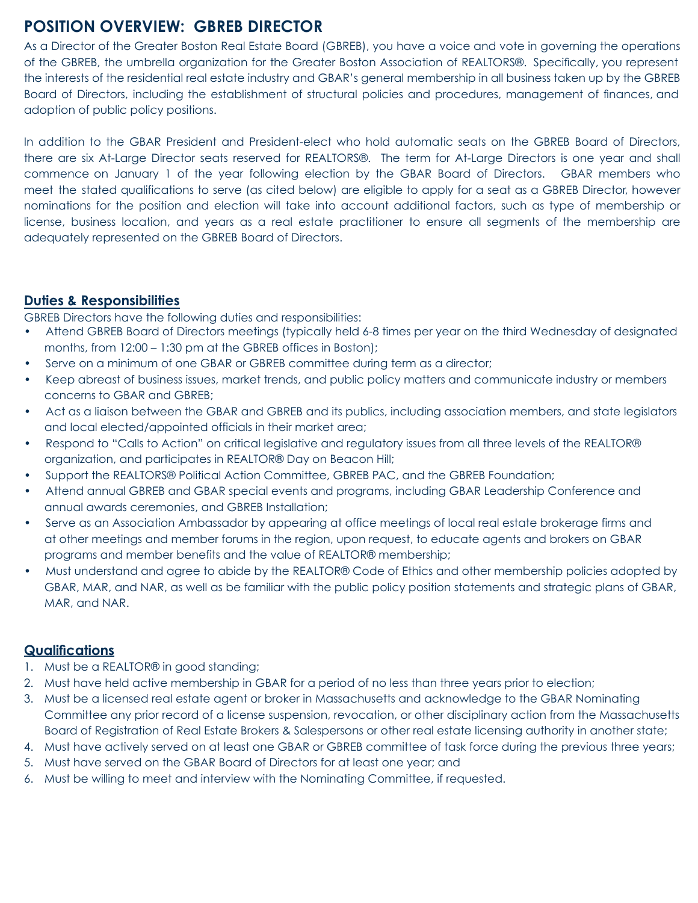# POSITION OVERVIEW: GBREB DIRECTOR

As a Director of the Greater Boston Real Estate Board (GBREB), you have a voice and vote in governing the operations of the GBREB, the umbrella organization for the Greater Boston Association of REALTORS®. Specifically, you represent the interests of the residential real estate industry and GBAR's general membership in all business taken up by the GBREB Board of Directors, including the establishment of structural policies and procedures, management of finances, and adoption of public policy positions.

In addition to the GBAR President and President-elect who hold automatic seats on the GBREB Board of Directors, there are six At-Large Director seats reserved for REALTORS®. The term for At-Large Directors is one year and shall commence on January 1 of the year following election by the GBAR Board of Directors. GBAR members who meet the stated qualifications to serve (as cited below) are eligible to apply for a seat as a GBREB Director, however nominations for the position and election will take into account additional factors, such as type of membership or license, business location, and years as a real estate practitioner to ensure all segments of the membership are adequately represented on the GBREB Board of Directors.

## Duties & Responsibilities

GBREB Directors have the following duties and responsibilities:

- Attend GBREB Board of Directors meetings (typically held 6-8 times per year on the third Wednesday of designated months, from 12:00 – 1:30 pm at the GBREB offices in Boston);
- Serve on a minimum of one GBAR or GBREB committee during term as a director;
- Keep abreast of business issues, market trends, and public policy matters and communicate industry or members concerns to GBAR and GBREB;
- Act as a liaison between the GBAR and GBREB and its publics, including association members, and state legislators and local elected/appointed officials in their market area;
- Respond to "Calls to Action" on critical legislative and regulatory issues from all three levels of the REALTOR® organization, and participates in REALTOR® Day on Beacon Hill;
- Support the REALTORS® Political Action Committee, GBREB PAC, and the GBREB Foundation;
- Attend annual GBREB and GBAR special events and programs, including GBAR Leadership Conference and annual awards ceremonies, and GBREB Installation;
- Serve as an Association Ambassador by appearing at office meetings of local real estate brokerage firms and at other meetings and member forums in the region, upon request, to educate agents and brokers on GBAR programs and member benefits and the value of REALTOR® membership;
- Must understand and agree to abide by the REALTOR® Code of Ethics and other membership policies adopted by GBAR, MAR, and NAR, as well as be familiar with the public policy position statements and strategic plans of GBAR, MAR, and NAR.

## Qualifications

1. Must be a REALTOR® in good standing;
2. Must have held active membership in GBAR for a period of no less than three years prior to election;
3. Must be a licensed real estate agent or broker in Massachusetts and acknowledge to the GBAR Nominating Committee any prior record of a license suspension, revocation, or other disciplinary action from the Massachusetts Board of Registration of Real Estate Brokers & Salespersons or other real estate licensing authority in another state;
4. Must have actively served on at least one GBAR or GBREB committee of task force during the previous three years;
5. Must have served on the GBAR Board of Directors for at least one year; and
6. Must be willing to meet and interview with the Nominating Committee, if requested.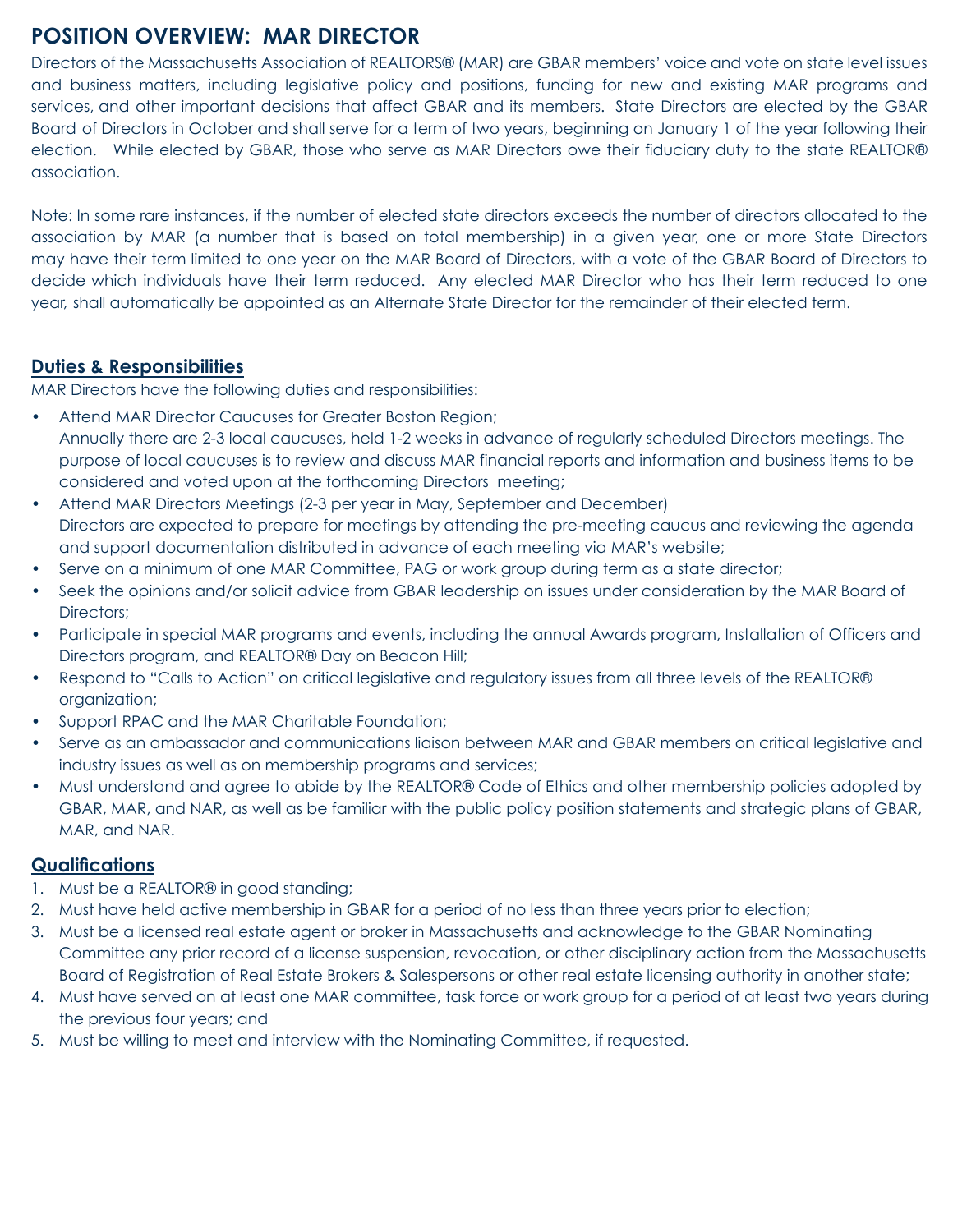# POSITION OVERVIEW: MAR DIRECTOR

Directors of the Massachusetts Association of REALTORS® (MAR) are GBAR members' voice and vote on state level issues and business matters, including legislative policy and positions, funding for new and existing MAR programs and services, and other important decisions that affect GBAR and its members. State Directors are elected by the GBAR Board of Directors in October and shall serve for a term of two years, beginning on January 1 of the year following their election. While elected by GBAR, those who serve as MAR Directors owe their fiduciary duty to the state REALTOR® association.

Note: In some rare instances, if the number of elected state directors exceeds the number of directors allocated to the association by MAR (a number that is based on total membership) in a given year, one or more State Directors may have their term limited to one year on the MAR Board of Directors, with a vote of the GBAR Board of Directors to decide which individuals have their term reduced. Any elected MAR Director who has their term reduced to one year, shall automatically be appointed as an Alternate State Director for the remainder of their elected term.

## Duties & Responsibilities

MAR Directors have the following duties and responsibilities:

- Attend MAR Director Caucuses for Greater Boston Region;
  Annually there are 2-3 local caucuses, held 1-2 weeks in advance of regularly scheduled Directors meetings. The purpose of local caucuses is to review and discuss MAR financial reports and information and business items to be considered and voted upon at the forthcoming Directors meeting;
- Attend MAR Directors Meetings (2-3 per year in May, September and December)
  Directors are expected to prepare for meetings by attending the pre-meeting caucus and reviewing the agenda and support documentation distributed in advance of each meeting via MAR's website;
- Serve on a minimum of one MAR Committee, PAG or work group during term as a state director;
- Seek the opinions and/or solicit advice from GBAR leadership on issues under consideration by the MAR Board of Directors;
- Participate in special MAR programs and events, including the annual Awards program, Installation of Officers and Directors program, and REALTOR® Day on Beacon Hill;
- Respond to "Calls to Action" on critical legislative and regulatory issues from all three levels of the REALTOR® organization;
- Support RPAC and the MAR Charitable Foundation;
- Serve as an ambassador and communications liaison between MAR and GBAR members on critical legislative and industry issues as well as on membership programs and services;
- Must understand and agree to abide by the REALTOR® Code of Ethics and other membership policies adopted by GBAR, MAR, and NAR, as well as be familiar with the public policy position statements and strategic plans of GBAR, MAR, and NAR.

## Qualifications

1. Must be a REALTOR® in good standing;
2. Must have held active membership in GBAR for a period of no less than three years prior to election;
3. Must be a licensed real estate agent or broker in Massachusetts and acknowledge to the GBAR Nominating Committee any prior record of a license suspension, revocation, or other disciplinary action from the Massachusetts Board of Registration of Real Estate Brokers & Salespersons or other real estate licensing authority in another state;
4. Must have served on at least one MAR committee, task force or work group for a period of at least two years during the previous four years; and
5. Must be willing to meet and interview with the Nominating Committee, if requested.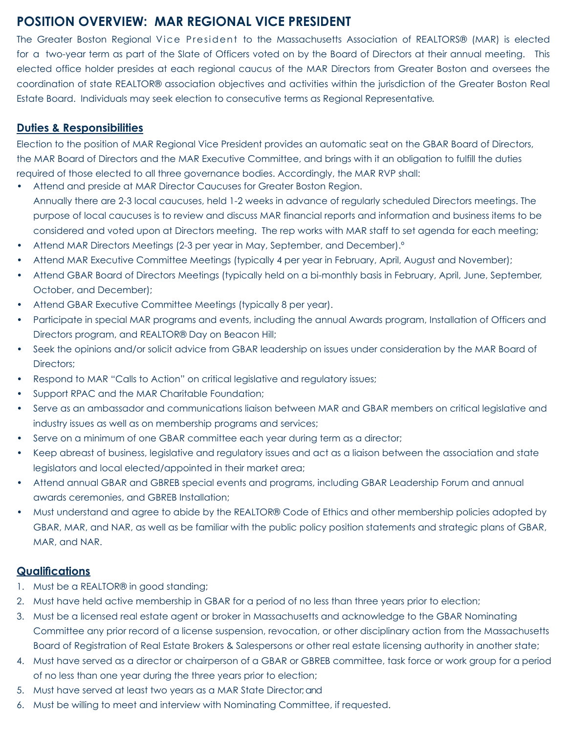# POSITION OVERVIEW: MAR REGIONAL VICE PRESIDENT

The Greater Boston Regional Vice President to the Massachusetts Association of REALTORS® (MAR) is elected for a two-year term as part of the Slate of Officers voted on by the Board of Directors at their annual meeting. This elected office holder presides at each regional caucus of the MAR Directors from Greater Boston and oversees the coordination of state REALTOR® association objectives and activities within the jurisdiction of the Greater Boston Real Estate Board. Individuals may seek election to consecutive terms as Regional Representative.

## Duties & Responsibilities

Election to the position of MAR Regional Vice President provides an automatic seat on the GBAR Board of Directors, the MAR Board of Directors and the MAR Executive Committee, and brings with it an obligation to fulfill the duties required of those elected to all three governance bodies. Accordingly, the MAR RVP shall:

- Attend and preside at MAR Director Caucuses for Greater Boston Region.
  Annually there are 2-3 local caucuses, held 1-2 weeks in advance of regularly scheduled Directors meetings. The purpose of local caucuses is to review and discuss MAR financial reports and information and business items to be considered and voted upon at Directors meeting. The rep works with MAR staff to set agenda for each meeting;
- Attend MAR Directors Meetings (2-3 per year in May, September, and December).°
- Attend MAR Executive Committee Meetings (typically 4 per year in February, April, August and November);
- Attend GBAR Board of Directors Meetings (typically held on a bi-monthly basis in February, April, June, September, October, and December);
- Attend GBAR Executive Committee Meetings (typically 8 per year).
- Participate in special MAR programs and events, including the annual Awards program, Installation of Officers and Directors program, and REALTOR® Day on Beacon Hill;
- Seek the opinions and/or solicit advice from GBAR leadership on issues under consideration by the MAR Board of Directors;
- Respond to MAR "Calls to Action" on critical legislative and regulatory issues;
- Support RPAC and the MAR Charitable Foundation;
- Serve as an ambassador and communications liaison between MAR and GBAR members on critical legislative and industry issues as well as on membership programs and services;
- Serve on a minimum of one GBAR committee each year during term as a director;
- Keep abreast of business, legislative and regulatory issues and act as a liaison between the association and state legislators and local elected/appointed in their market area;
- Attend annual GBAR and GBREB special events and programs, including GBAR Leadership Forum and annual awards ceremonies, and GBREB Installation;
- Must understand and agree to abide by the REALTOR® Code of Ethics and other membership policies adopted by GBAR, MAR, and NAR, as well as be familiar with the public policy position statements and strategic plans of GBAR, MAR, and NAR.

## Qualifications

1. Must be a REALTOR® in good standing;
2. Must have held active membership in GBAR for a period of no less than three years prior to election;
3. Must be a licensed real estate agent or broker in Massachusetts and acknowledge to the GBAR Nominating Committee any prior record of a license suspension, revocation, or other disciplinary action from the Massachusetts Board of Registration of Real Estate Brokers & Salespersons or other real estate licensing authority in another state;
4. Must have served as a director or chairperson of a GBAR or GBREB committee, task force or work group for a period of no less than one year during the three years prior to election;
5. Must have served at least two years as a MAR State Director; and
6. Must be willing to meet and interview with Nominating Committee, if requested.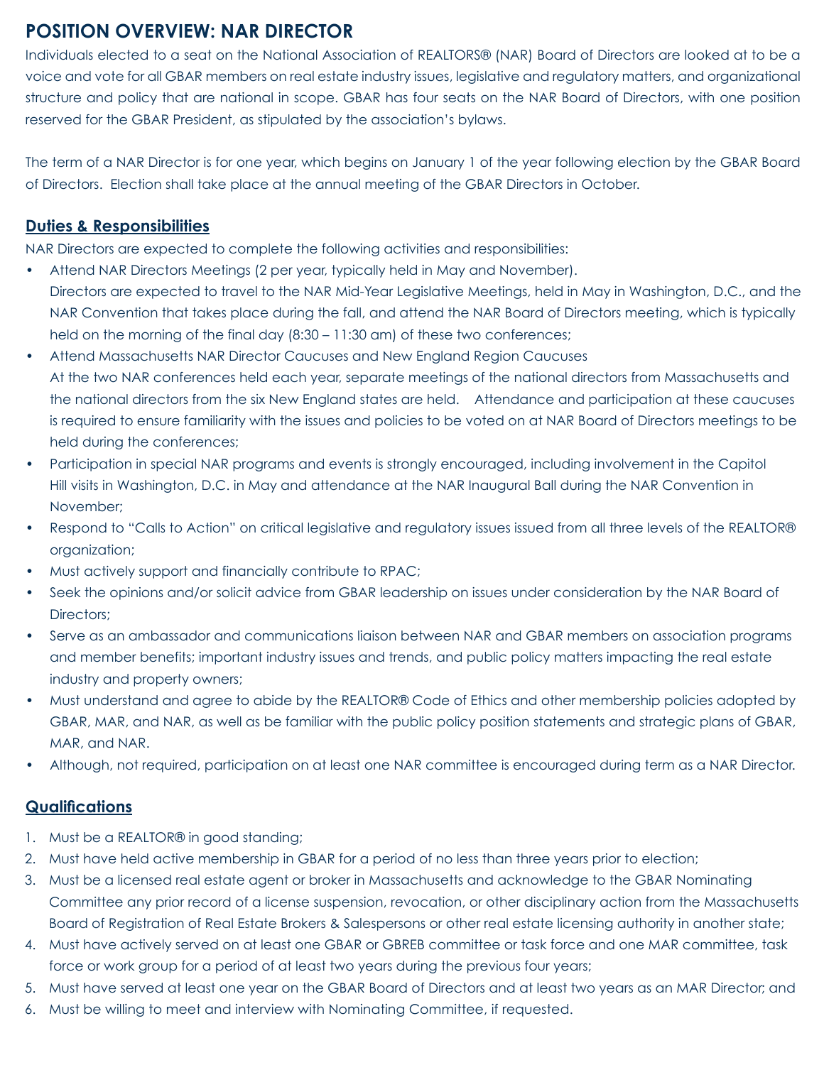# POSITION OVERVIEW: NAR DIRECTOR

Individuals elected to a seat on the National Association of REALTORS® (NAR) Board of Directors are looked at to be a voice and vote for all GBAR members on real estate industry issues, legislative and regulatory matters, and organizational structure and policy that are national in scope. GBAR has four seats on the NAR Board of Directors, with one position reserved for the GBAR President, as stipulated by the association's bylaws.

The term of a NAR Director is for one year, which begins on January 1 of the year following election by the GBAR Board of Directors. Election shall take place at the annual meeting of the GBAR Directors in October.

## Duties & Responsibilities

NAR Directors are expected to complete the following activities and responsibilities:

- Attend NAR Directors Meetings (2 per year, typically held in May and November).
  Directors are expected to travel to the NAR Mid-Year Legislative Meetings, held in May in Washington, D.C., and the NAR Convention that takes place during the fall, and attend the NAR Board of Directors meeting, which is typically held on the morning of the final day (8:30 – 11:30 am) of these two conferences;
- Attend Massachusetts NAR Director Caucuses and New England Region Caucuses
  At the two NAR conferences held each year, separate meetings of the national directors from Massachusetts and the national directors from the six New England states are held. Attendance and participation at these caucuses is required to ensure familiarity with the issues and policies to be voted on at NAR Board of Directors meetings to be held during the conferences;
- Participation in special NAR programs and events is strongly encouraged, including involvement in the Capitol Hill visits in Washington, D.C. in May and attendance at the NAR Inaugural Ball during the NAR Convention in November;
- Respond to "Calls to Action" on critical legislative and regulatory issues issued from all three levels of the REALTOR® organization;
- Must actively support and financially contribute to RPAC;
- Seek the opinions and/or solicit advice from GBAR leadership on issues under consideration by the NAR Board of Directors;
- Serve as an ambassador and communications liaison between NAR and GBAR members on association programs and member benefits; important industry issues and trends, and public policy matters impacting the real estate industry and property owners;
- Must understand and agree to abide by the REALTOR® Code of Ethics and other membership policies adopted by GBAR, MAR, and NAR, as well as be familiar with the public policy position statements and strategic plans of GBAR, MAR, and NAR.
- Although, not required, participation on at least one NAR committee is encouraged during term as a NAR Director.

## Qualifications

1. Must be a REALTOR® in good standing;
2. Must have held active membership in GBAR for a period of no less than three years prior to election;
3. Must be a licensed real estate agent or broker in Massachusetts and acknowledge to the GBAR Nominating Committee any prior record of a license suspension, revocation, or other disciplinary action from the Massachusetts Board of Registration of Real Estate Brokers & Salespersons or other real estate licensing authority in another state;
4. Must have actively served on at least one GBAR or GBREB committee or task force and one MAR committee, task force or work group for a period of at least two years during the previous four years;
5. Must have served at least one year on the GBAR Board of Directors and at least two years as an MAR Director; and
6. Must be willing to meet and interview with Nominating Committee, if requested.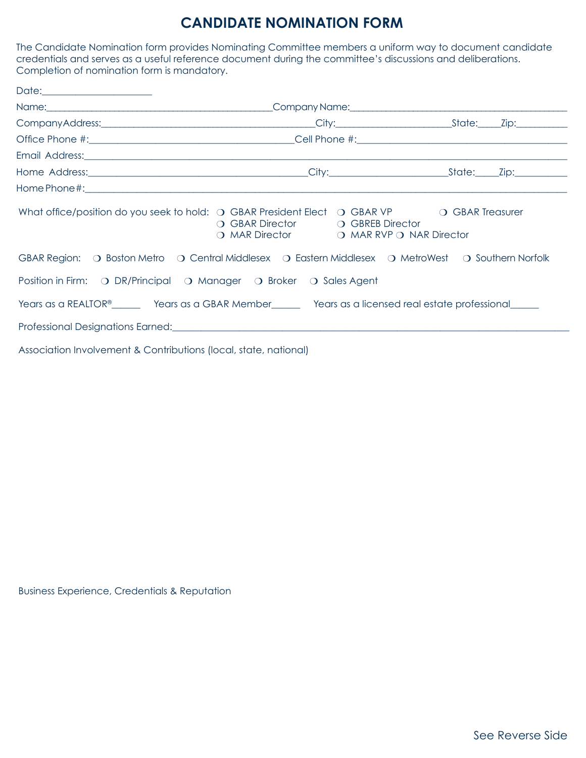# CANDIDATE NOMINATION FORM

The Candidate Nomination form provides Nominating Committee members a uniform way to document candidate credentials and serves as a useful reference document during the committee's discussions and deliberations. Completion of nomination form is mandatory.

Date:_____________________

Name:_____________________________________________Company Name:___________________________________________

Company Address:__________________________________________City:______________________State:____Zip:__________

Office Phone #:_________________________________________Cell Phone #:__________________________________________

Email Address:____________________________________________________________________________________________

Home Address:____________________________________________City:_______________________State:____Zip:__________

Home Phone#:_____________________________________________________________________________________________

What office/position do you seek to hold: ❍ GBAR President Elect ❍ GBAR VP ❍ GBAR Treasurer
❍ GBAR Director ❍ GBREB Director
❍ MAR Director ❍ MAR RVP ❍ NAR Director

GBAR Region: ❍ Boston Metro ❍ Central Middlesex ❍ Eastern Middlesex ❍ MetroWest ❍ Southern Norfolk

Position in Firm: ❍ DR/Principal ❍ Manager ❍ Broker ❍ Sales Agent

Years as a REALTOR®______ Years as a GBAR Member______ Years as a licensed real estate professional______

Professional Designations Earned:_________________________________________________________________________

Association Involvement & Contributions (local, state, national)

Business Experience, Credentials & Reputation

See Reverse Side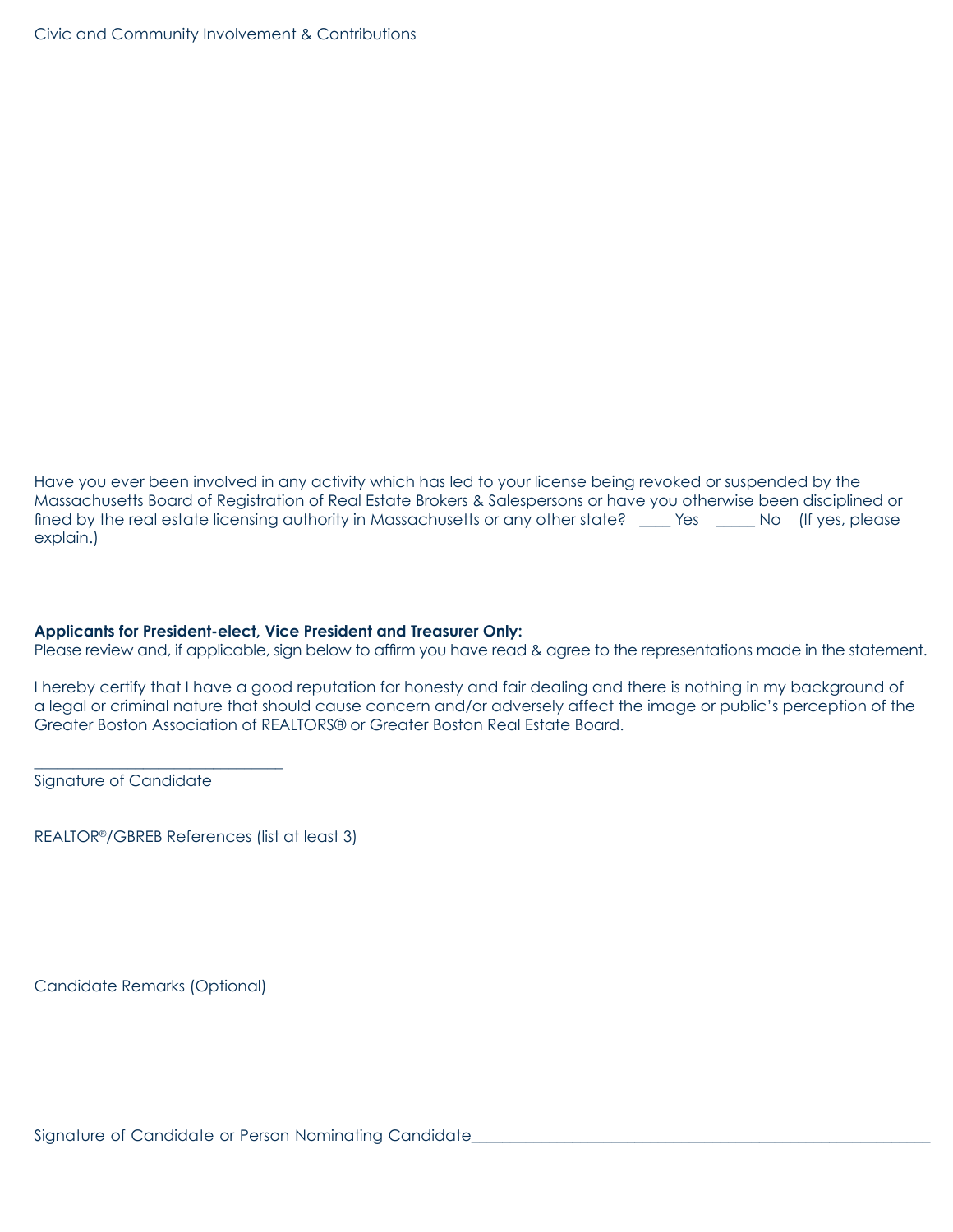Civic and Community Involvement & Contributions

Have you ever been involved in any activity which has led to your license being revoked or suspended by the Massachusetts Board of Registration of Real Estate Brokers & Salespersons or have you otherwise been disciplined or fined by the real estate licensing authority in Massachusetts or any other state? ____ Yes _____ No (If yes, please explain.)

**Applicants for President-elect, Vice President and Treasurer Only:**
Please review and, if applicable, sign below to affirm you have read & agree to the representations made in the statement.

I hereby certify that I have a good reputation for honesty and fair dealing and there is nothing in my background of a legal or criminal nature that should cause concern and/or adversely affect the image or public's perception of the Greater Boston Association of REALTORS® or Greater Boston Real Estate Board.

_______________________________
Signature of Candidate

REALTOR®/GBREB References (list at least 3)

Candidate Remarks (Optional)

Signature of Candidate or Person Nominating Candidate_______________________________________________________